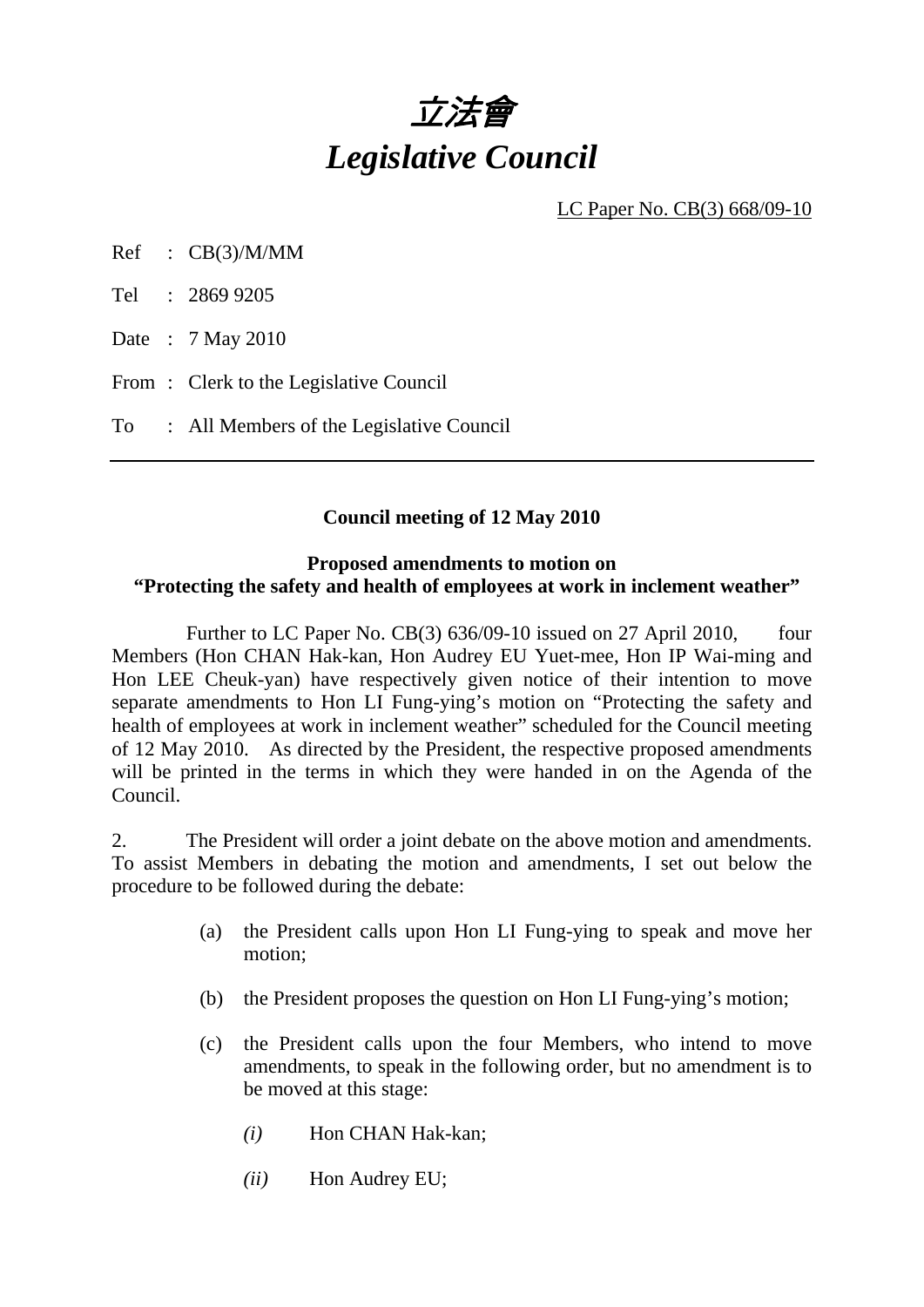# 立法會
# *Legislative Council*

LC Paper No. CB(3) 668/09-10

Ref : CB(3)/M/MM

Tel : 2869 9205

Date : 7 May 2010

From : Clerk to the Legislative Council

To : All Members of the Legislative Council

---

**Council meeting of 12 May 2010**

**Proposed amendments to motion on**
**"Protecting the safety and health of employees at work in inclement weather"**

Further to LC Paper No. CB(3) 636/09-10 issued on 27 April 2010, four Members (Hon CHAN Hak-kan, Hon Audrey EU Yuet-mee, Hon IP Wai-ming and Hon LEE Cheuk-yan) have respectively given notice of their intention to move separate amendments to Hon LI Fung-ying's motion on "Protecting the safety and health of employees at work in inclement weather" scheduled for the Council meeting of 12 May 2010. As directed by the President, the respective proposed amendments will be printed in the terms in which they were handed in on the Agenda of the Council.

2. The President will order a joint debate on the above motion and amendments. To assist Members in debating the motion and amendments, I set out below the procedure to be followed during the debate:

(a) the President calls upon Hon LI Fung-ying to speak and move her motion;

(b) the President proposes the question on Hon LI Fung-ying's motion;

(c) the President calls upon the four Members, who intend to move amendments, to speak in the following order, but no amendment is to be moved at this stage:

*(i)* Hon CHAN Hak-kan;

*(ii)* Hon Audrey EU;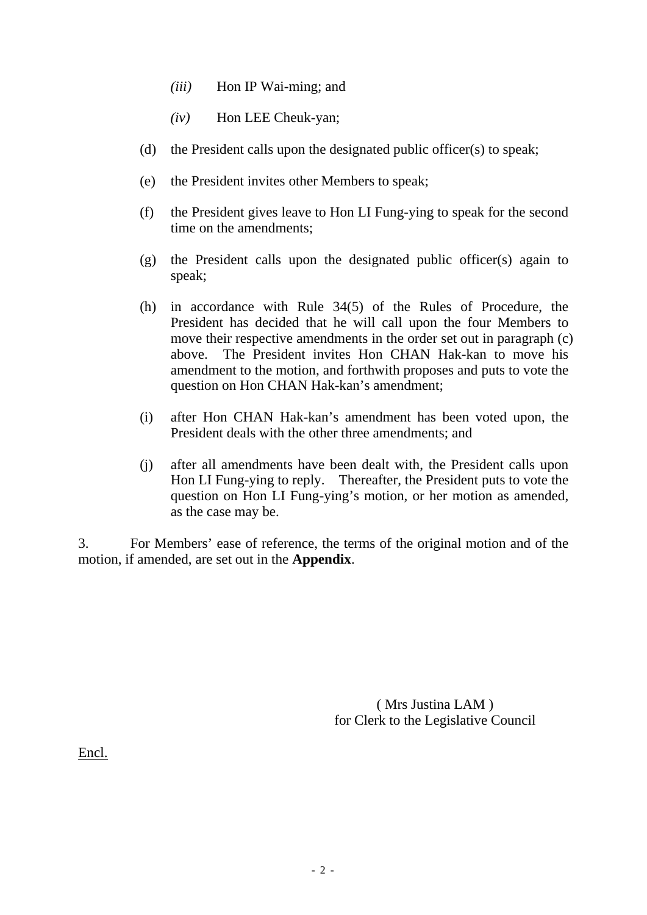- *(iii)* Hon IP Wai-ming; and

- *(iv)* Hon LEE Cheuk-yan;

(d) the President calls upon the designated public officer(s) to speak;

(e) the President invites other Members to speak;

(f) the President gives leave to Hon LI Fung-ying to speak for the second time on the amendments;

(g) the President calls upon the designated public officer(s) again to speak;

(h) in accordance with Rule 34(5) of the Rules of Procedure, the President has decided that he will call upon the four Members to move their respective amendments in the order set out in paragraph (c) above. The President invites Hon CHAN Hak-kan to move his amendment to the motion, and forthwith proposes and puts to vote the question on Hon CHAN Hak-kan's amendment;

(i) after Hon CHAN Hak-kan's amendment has been voted upon, the President deals with the other three amendments; and

(j) after all amendments have been dealt with, the President calls upon Hon LI Fung-ying to reply. Thereafter, the President puts to vote the question on Hon LI Fung-ying's motion, or her motion as amended, as the case may be.

3. For Members' ease of reference, the terms of the original motion and of the motion, if amended, are set out in the **Appendix**.

( Mrs Justina LAM )
for Clerk to the Legislative Council

Encl.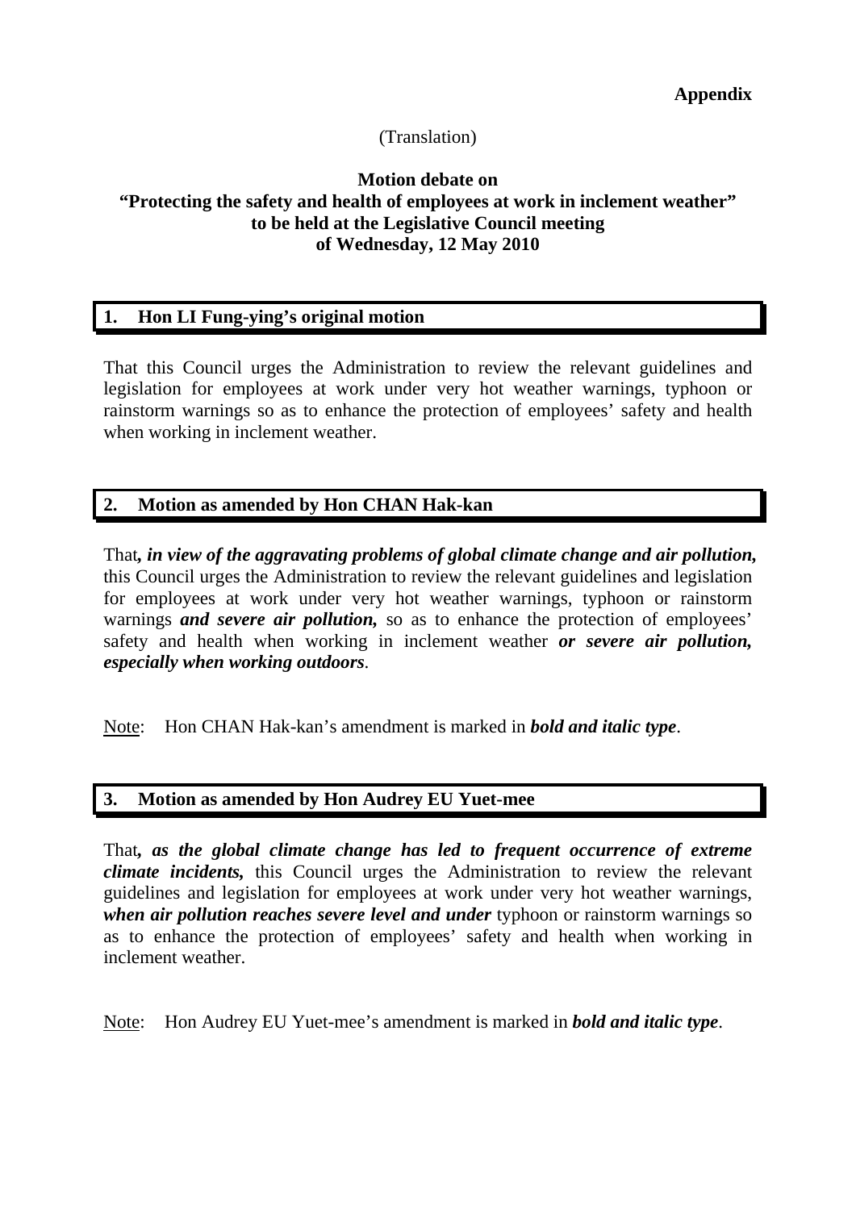**Appendix**

(Translation)

**Motion debate on**
**"Protecting the safety and health of employees at work in inclement weather"**
**to be held at the Legislative Council meeting**
**of Wednesday, 12 May 2010**

## 1. Hon LI Fung-ying's original motion

That this Council urges the Administration to review the relevant guidelines and legislation for employees at work under very hot weather warnings, typhoon or rainstorm warnings so as to enhance the protection of employees' safety and health when working in inclement weather.

## 2. Motion as amended by Hon CHAN Hak-kan

That***, in view of the aggravating problems of global climate change and air pollution,*** this Council urges the Administration to review the relevant guidelines and legislation for employees at work under very hot weather warnings, typhoon or rainstorm warnings ***and severe air pollution,*** so as to enhance the protection of employees' safety and health when working in inclement weather ***or severe air pollution, especially when working outdoors***.

Note: Hon CHAN Hak-kan's amendment is marked in ***bold and italic type***.

## 3. Motion as amended by Hon Audrey EU Yuet-mee

That***, as the global climate change has led to frequent occurrence of extreme climate incidents,*** this Council urges the Administration to review the relevant guidelines and legislation for employees at work under very hot weather warnings, ***when air pollution reaches severe level and under*** typhoon or rainstorm warnings so as to enhance the protection of employees' safety and health when working in inclement weather.

Note: Hon Audrey EU Yuet-mee's amendment is marked in ***bold and italic type***.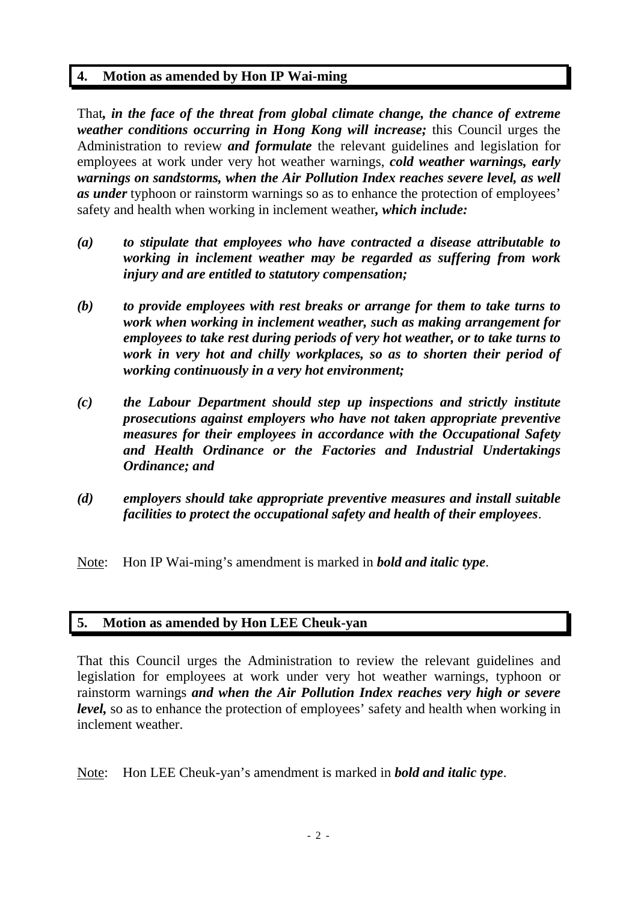## 4. Motion as amended by Hon IP Wai-ming

That***, in the face of the threat from global climate change, the chance of extreme weather conditions occurring in Hong Kong will increase;*** this Council urges the Administration to review ***and formulate*** the relevant guidelines and legislation for employees at work under very hot weather warnings, ***cold weather warnings, early warnings on sandstorms, when the Air Pollution Index reaches severe level, as well as under*** typhoon or rainstorm warnings so as to enhance the protection of employees' safety and health when working in inclement weather***, which include:***

***(a)*** ***to stipulate that employees who have contracted a disease attributable to working in inclement weather may be regarded as suffering from work injury and are entitled to statutory compensation;***

***(b)*** ***to provide employees with rest breaks or arrange for them to take turns to work when working in inclement weather, such as making arrangement for employees to take rest during periods of very hot weather, or to take turns to work in very hot and chilly workplaces, so as to shorten their period of working continuously in a very hot environment;***

***(c)*** ***the Labour Department should step up inspections and strictly institute prosecutions against employers who have not taken appropriate preventive measures for their employees in accordance with the Occupational Safety and Health Ordinance or the Factories and Industrial Undertakings Ordinance; and***

***(d)*** ***employers should take appropriate preventive measures and install suitable facilities to protect the occupational safety and health of their employees***.

Note: Hon IP Wai-ming's amendment is marked in ***bold and italic type***.

## 5. Motion as amended by Hon LEE Cheuk-yan

That this Council urges the Administration to review the relevant guidelines and legislation for employees at work under very hot weather warnings, typhoon or rainstorm warnings ***and when the Air Pollution Index reaches very high or severe level,*** so as to enhance the protection of employees' safety and health when working in inclement weather.

Note: Hon LEE Cheuk-yan's amendment is marked in ***bold and italic type***.